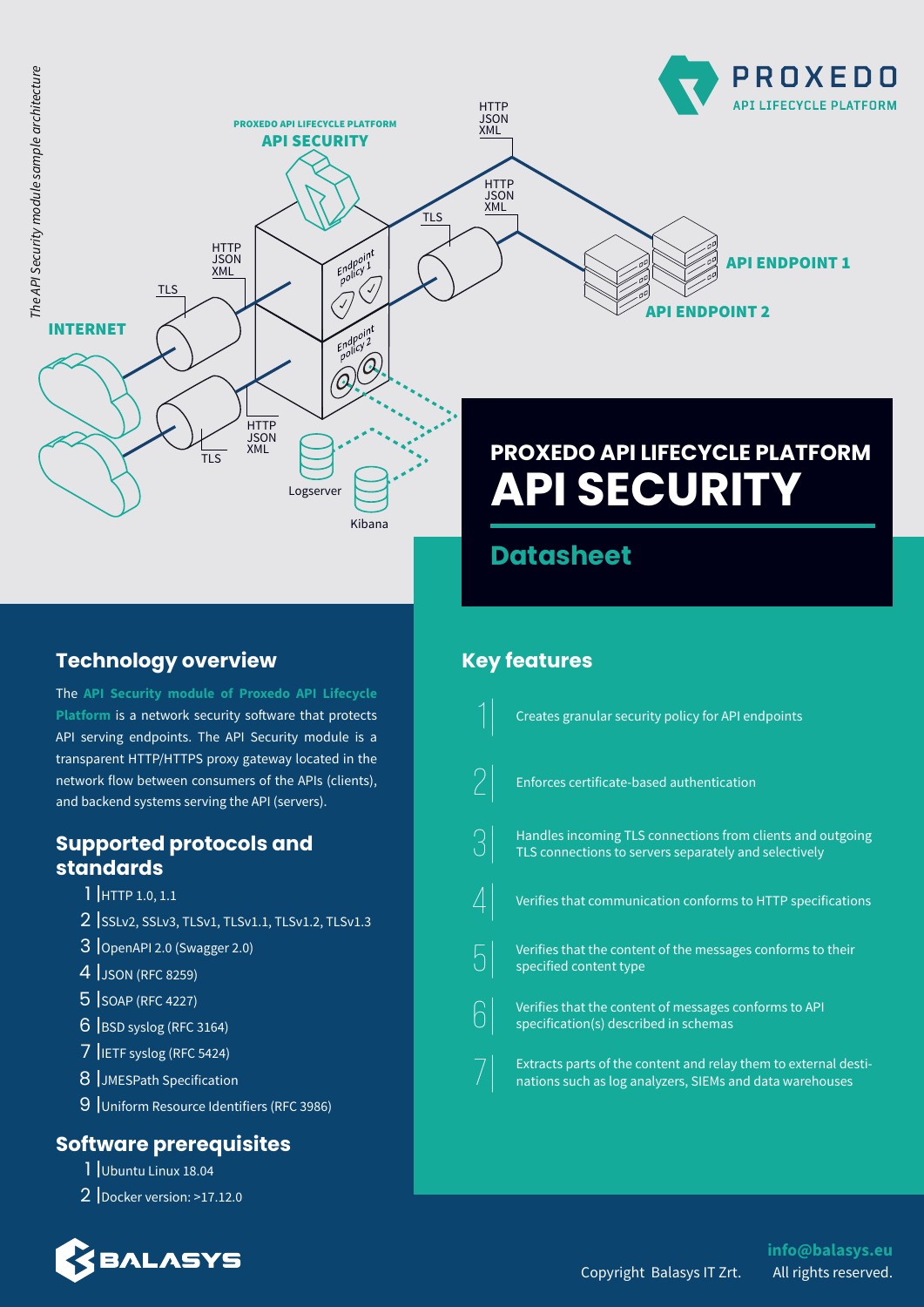# PROXEDO API LIFECYCLE PLATFORM

# API SECURITY

## Datasheet

*The API Security module sample architecture*

## Technology overview

The **API Security module of Proxedo API Lifecycle Platform** is a network security software that protects API serving endpoints. The API Security module is a transparent HTTP/HTTPS proxy gateway located in the network flow between consumers of the APIs (clients), and backend systems serving the API (servers).

## Supported protocols and standards

1. HTTP 1.0, 1.1
2. SSLv2, SSLv3, TLSv1, TLSv1.1, TLSv1.2, TLSv1.3
3. OpenAPI 2.0 (Swagger 2.0)
4. JSON (RFC 8259)
5. SOAP (RFC 4227)
6. BSD syslog (RFC 3164)
7. IETF syslog (RFC 5424)
8. JMESPath Specification
9. Uniform Resource Identifiers (RFC 3986)

## Software prerequisites

1. Ubuntu Linux 18.04
2. Docker version: >17.12.0

## Key features

1. Creates granular security policy for API endpoints
2. Enforces certificate-based authentication
3. Handles incoming TLS connections from clients and outgoing TLS connections to servers separately and selectively
4. Verifies that communication conforms to HTTP specifications
5. Verifies that the content of the messages conforms to their specified content type
6. Verifies that the content of messages conforms to API specification(s) described in schemas
7. Extracts parts of the content and relay them to external destinations such as log analyzers, SIEMs and data warehouses

**info@balasys.eu**

Copyright Balasys IT Zrt. All rights reserved.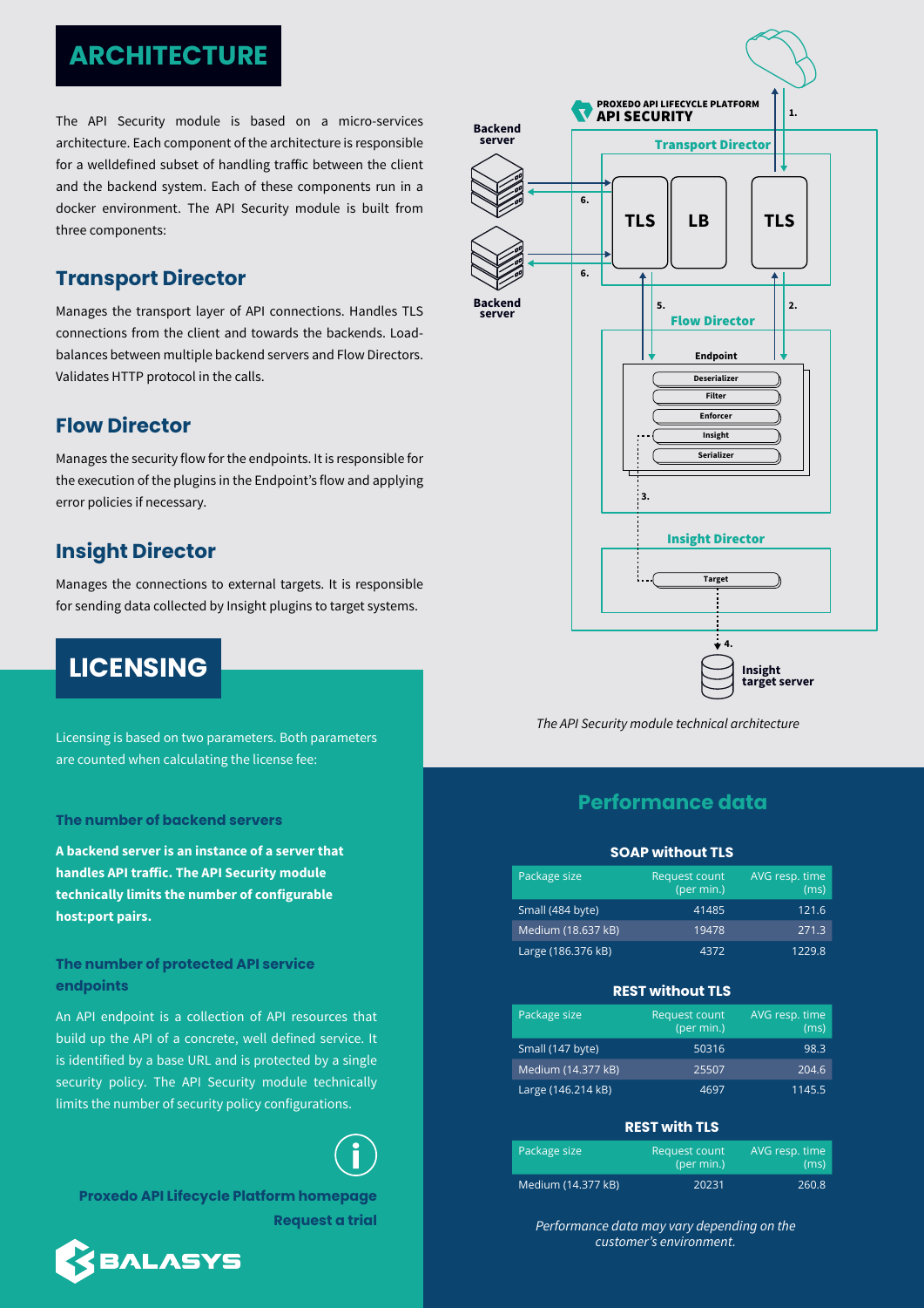# ARCHITECTURE

The API Security module is based on a micro-services architecture. Each component of the architecture is responsible for a welldefined subset of handling traffic between the client and the backend system. Each of these components run in a docker environment. The API Security module is built from three components:

## Transport Director

Manages the transport layer of API connections. Handles TLS connections from the client and towards the backends. Load-balances between multiple backend servers and Flow Directors. Validates HTTP protocol in the calls.

## Flow Director

Manages the security flow for the endpoints. It is responsible for the execution of the plugins in the Endpoint's flow and applying error policies if necessary.

## Insight Director

Manages the connections to external targets. It is responsible for sending data collected by Insight plugins to target systems.

PROXEDO API LIFECYCLE PLATFORM
API SECURITY
Transport Director
Backend server
Backend server
TLS
LB
TLS
1.
2.
3.
4.
5.
6.
6.
Flow Director
Endpoint
Deserializer
Filter
Enforcer
Insight
Serializer
Insight Director
Target
Insight target server

*The API Security module technical architecture*

# LICENSING

Licensing is based on two parameters. Both parameters are counted when calculating the license fee:

### The number of backend servers

**A backend server is an instance of a server that handles API traffic. The API Security module technically limits the number of configurable host:port pairs.**

### The number of protected API service endpoints

An API endpoint is a collection of API resources that build up the API of a concrete, well defined service. It is identified by a base URL and is protected by a single security policy. The API Security module technically limits the number of security policy configurations.

**Proxedo API Lifecycle Platform homepage**

**Request a trial**

BALASYS

## Performance data

### SOAP without TLS

| Package size | Request count (per min.) | AVG resp. time (ms) |
|---|---|---|
| Small (484 byte) | 41485 | 121.6 |
| Medium (18.637 kB) | 19478 | 271.3 |
| Large (186.376 kB) | 4372 | 1229.8 |

### REST without TLS

| Package size | Request count (per min.) | AVG resp. time (ms) |
|---|---|---|
| Small (147 byte) | 50316 | 98.3 |
| Medium (14.377 kB) | 25507 | 204.6 |
| Large (146.214 kB) | 4697 | 1145.5 |

### REST with TLS

| Package size | Request count (per min.) | AVG resp. time (ms) |
|---|---|---|
| Medium (14.377 kB) | 20231 | 260.8 |

*Performance data may vary depending on the customer's environment.*